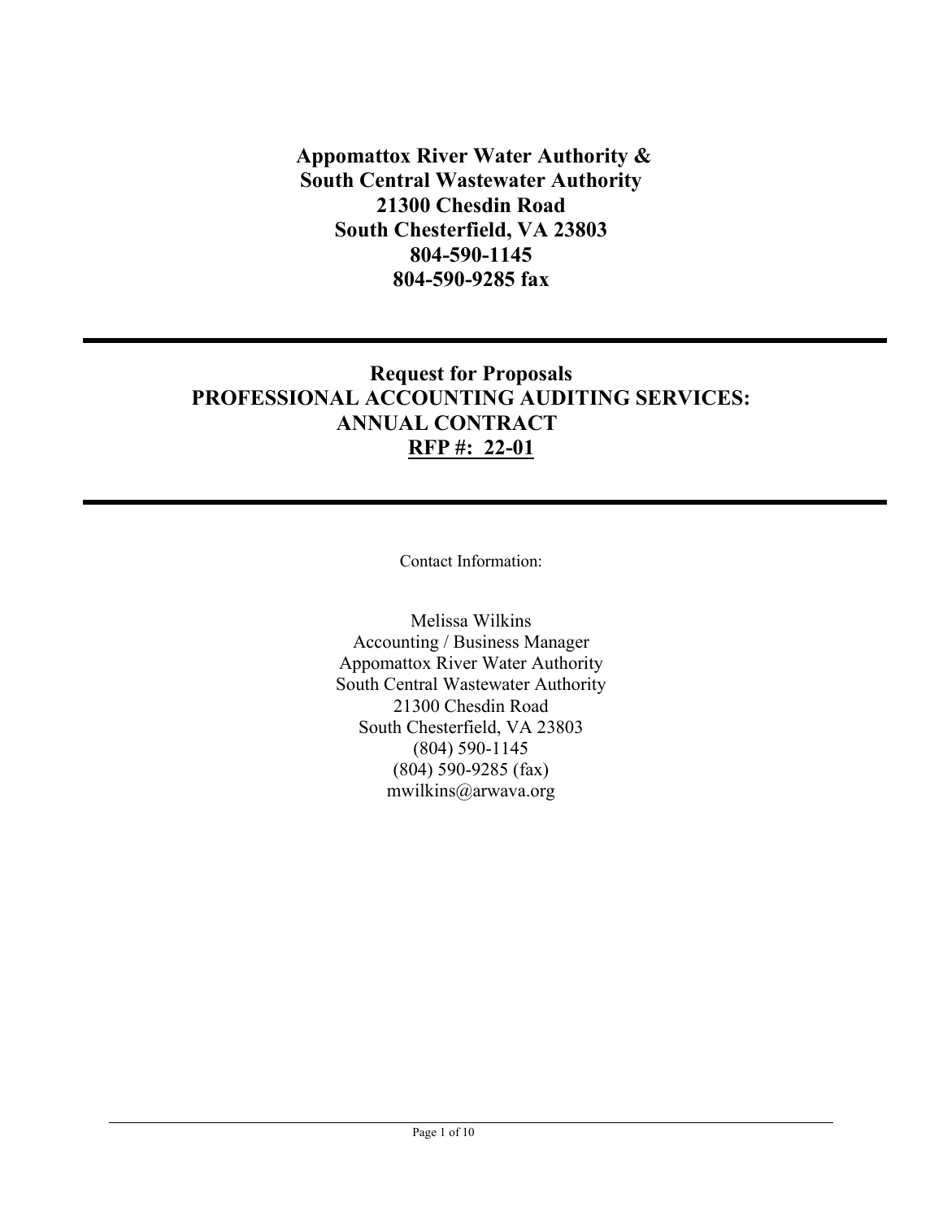**Appomattox River Water Authority &**
**South Central Wastewater Authority**
**21300 Chesdin Road**
**South Chesterfield, VA 23803**
**804-590-1145**
**804-590-9285 fax**

---

# Request for Proposals
# PROFESSIONAL ACCOUNTING AUDITING SERVICES: ANNUAL CONTRACT
## RFP #: 22-01

---

Contact Information:

Melissa Wilkins
Accounting / Business Manager
Appomattox River Water Authority
South Central Wastewater Authority
21300 Chesdin Road
South Chesterfield, VA 23803
(804) 590-1145
(804) 590-9285 (fax)
mwilkins@arwava.org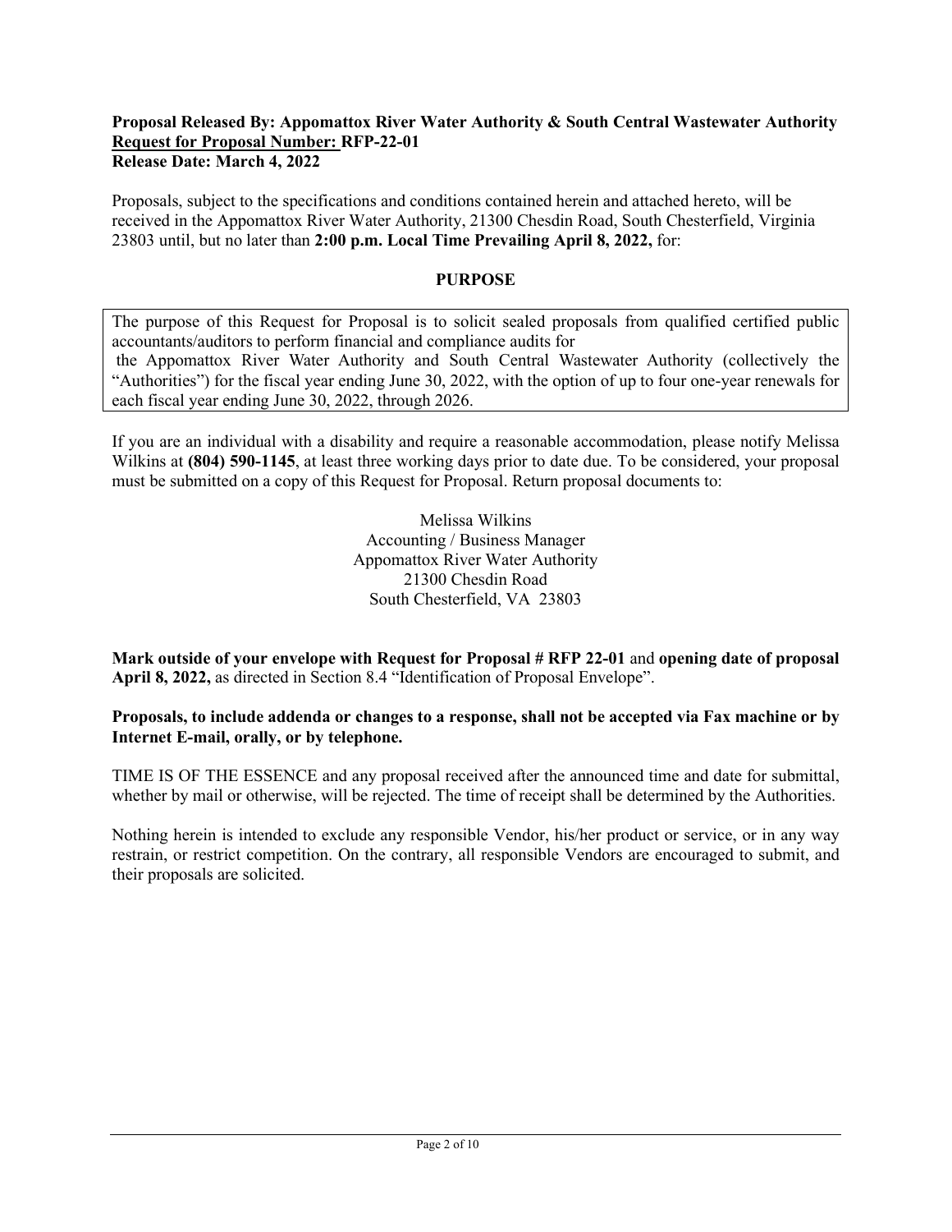**Proposal Released By: Appomattox River Water Authority & South Central Wastewater Authority**
**Request for Proposal Number: RFP-22-01**
**Release Date: March 4, 2022**

Proposals, subject to the specifications and conditions contained herein and attached hereto, will be received in the Appomattox River Water Authority, 21300 Chesdin Road, South Chesterfield, Virginia 23803 until, but no later than **2:00 p.m. Local Time Prevailing April 8, 2022,** for:

## PURPOSE

The purpose of this Request for Proposal is to solicit sealed proposals from qualified certified public accountants/auditors to perform financial and compliance audits for the Appomattox River Water Authority and South Central Wastewater Authority (collectively the "Authorities") for the fiscal year ending June 30, 2022, with the option of up to four one-year renewals for each fiscal year ending June 30, 2022, through 2026.

If you are an individual with a disability and require a reasonable accommodation, please notify Melissa Wilkins at **(804) 590-1145**, at least three working days prior to date due. To be considered, your proposal must be submitted on a copy of this Request for Proposal. Return proposal documents to:

Melissa Wilkins
Accounting / Business Manager
Appomattox River Water Authority
21300 Chesdin Road
South Chesterfield, VA 23803

**Mark outside of your envelope with Request for Proposal # RFP 22-01** and **opening date of proposal April 8, 2022,** as directed in Section 8.4 "Identification of Proposal Envelope".

**Proposals, to include addenda or changes to a response, shall not be accepted via Fax machine or by Internet E-mail, orally, or by telephone.**

TIME IS OF THE ESSENCE and any proposal received after the announced time and date for submittal, whether by mail or otherwise, will be rejected. The time of receipt shall be determined by the Authorities.

Nothing herein is intended to exclude any responsible Vendor, his/her product or service, or in any way restrain, or restrict competition. On the contrary, all responsible Vendors are encouraged to submit, and their proposals are solicited.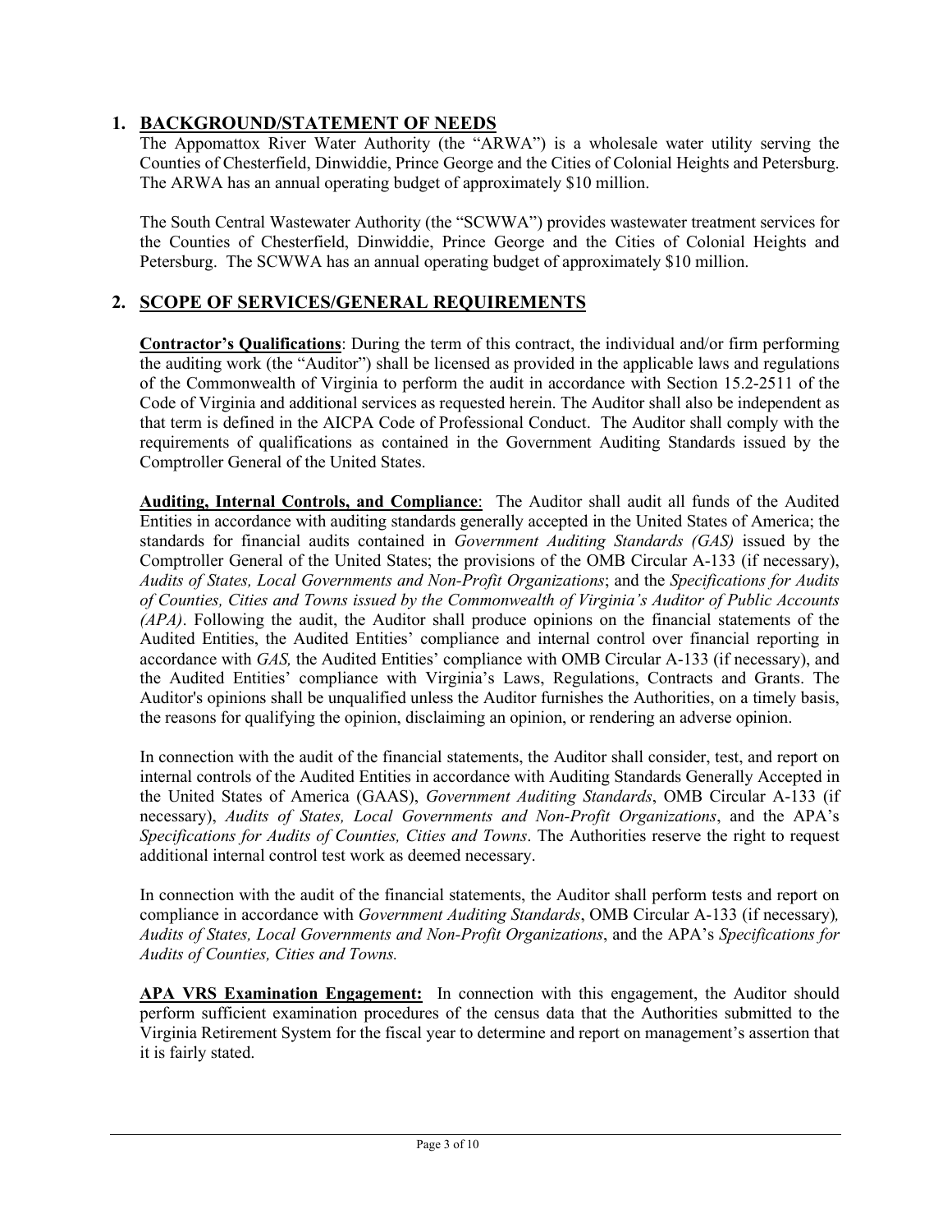## 1. BACKGROUND/STATEMENT OF NEEDS

The Appomattox River Water Authority (the "ARWA") is a wholesale water utility serving the Counties of Chesterfield, Dinwiddie, Prince George and the Cities of Colonial Heights and Petersburg. The ARWA has an annual operating budget of approximately $10 million.

The South Central Wastewater Authority (the "SCWWA") provides wastewater treatment services for the Counties of Chesterfield, Dinwiddie, Prince George and the Cities of Colonial Heights and Petersburg. The SCWWA has an annual operating budget of approximately $10 million.

## 2. SCOPE OF SERVICES/GENERAL REQUIREMENTS

**Contractor's Qualifications**: During the term of this contract, the individual and/or firm performing the auditing work (the "Auditor") shall be licensed as provided in the applicable laws and regulations of the Commonwealth of Virginia to perform the audit in accordance with Section 15.2-2511 of the Code of Virginia and additional services as requested herein. The Auditor shall also be independent as that term is defined in the AICPA Code of Professional Conduct. The Auditor shall comply with the requirements of qualifications as contained in the Government Auditing Standards issued by the Comptroller General of the United States.

**Auditing, Internal Controls, and Compliance**: The Auditor shall audit all funds of the Audited Entities in accordance with auditing standards generally accepted in the United States of America; the standards for financial audits contained in *Government Auditing Standards (GAS)* issued by the Comptroller General of the United States; the provisions of the OMB Circular A-133 (if necessary), *Audits of States, Local Governments and Non-Profit Organizations*; and the *Specifications for Audits of Counties, Cities and Towns issued by the Commonwealth of Virginia's Auditor of Public Accounts (APA)*. Following the audit, the Auditor shall produce opinions on the financial statements of the Audited Entities, the Audited Entities' compliance and internal control over financial reporting in accordance with *GAS,* the Audited Entities' compliance with OMB Circular A-133 (if necessary), and the Audited Entities' compliance with Virginia's Laws, Regulations, Contracts and Grants. The Auditor's opinions shall be unqualified unless the Auditor furnishes the Authorities, on a timely basis, the reasons for qualifying the opinion, disclaiming an opinion, or rendering an adverse opinion.

In connection with the audit of the financial statements, the Auditor shall consider, test, and report on internal controls of the Audited Entities in accordance with Auditing Standards Generally Accepted in the United States of America (GAAS), *Government Auditing Standards*, OMB Circular A-133 (if necessary), *Audits of States, Local Governments and Non-Profit Organizations*, and the APA's *Specifications for Audits of Counties, Cities and Towns*. The Authorities reserve the right to request additional internal control test work as deemed necessary.

In connection with the audit of the financial statements, the Auditor shall perform tests and report on compliance in accordance with *Government Auditing Standards*, OMB Circular A-133 (if necessary)*, Audits of States, Local Governments and Non-Profit Organizations*, and the APA's *Specifications for Audits of Counties, Cities and Towns.*

**APA VRS Examination Engagement:** In connection with this engagement, the Auditor should perform sufficient examination procedures of the census data that the Authorities submitted to the Virginia Retirement System for the fiscal year to determine and report on management's assertion that it is fairly stated.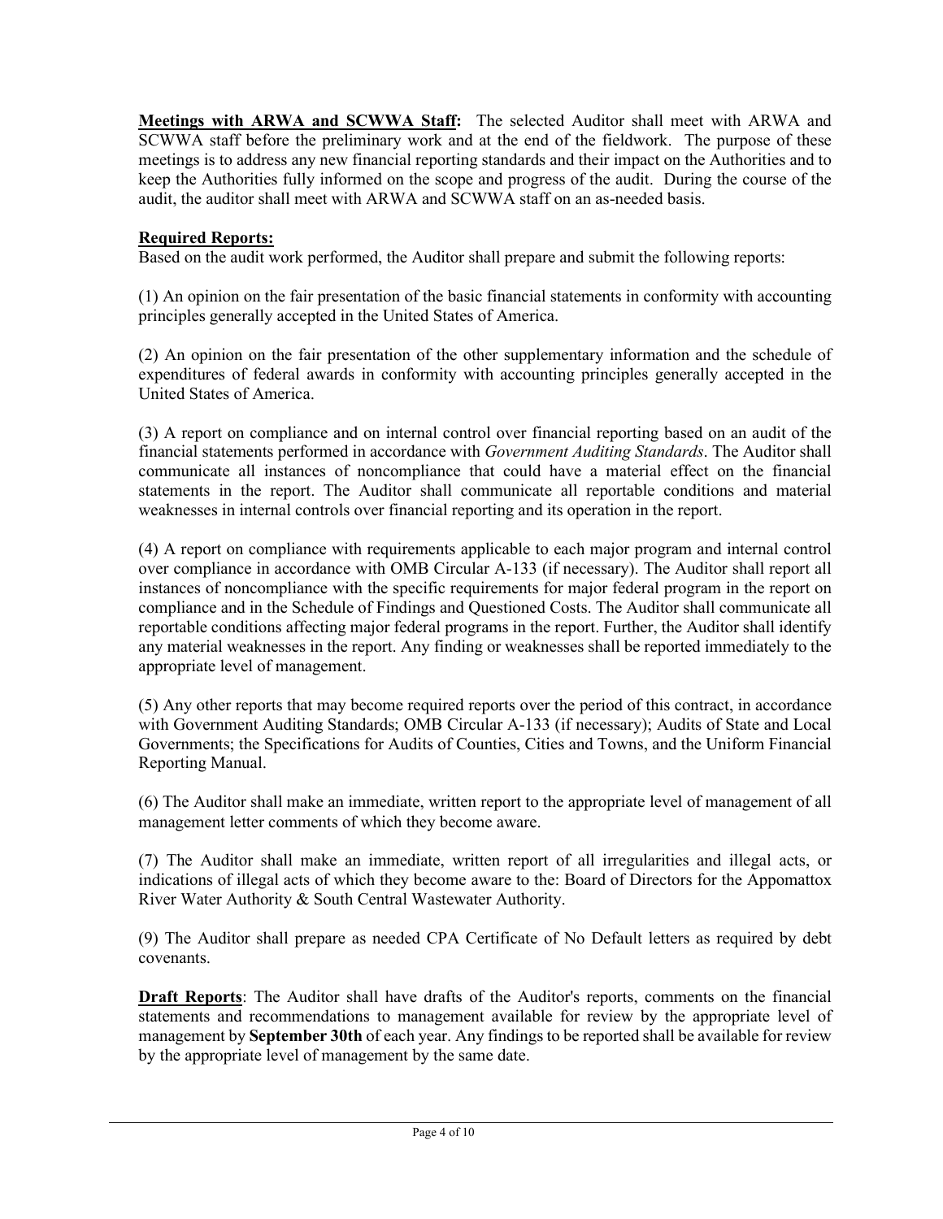**Meetings with ARWA and SCWWA Staff:** The selected Auditor shall meet with ARWA and SCWWA staff before the preliminary work and at the end of the fieldwork. The purpose of these meetings is to address any new financial reporting standards and their impact on the Authorities and to keep the Authorities fully informed on the scope and progress of the audit. During the course of the audit, the auditor shall meet with ARWA and SCWWA staff on an as-needed basis.

**Required Reports:**

Based on the audit work performed, the Auditor shall prepare and submit the following reports:

(1) An opinion on the fair presentation of the basic financial statements in conformity with accounting principles generally accepted in the United States of America.

(2) An opinion on the fair presentation of the other supplementary information and the schedule of expenditures of federal awards in conformity with accounting principles generally accepted in the United States of America.

(3) A report on compliance and on internal control over financial reporting based on an audit of the financial statements performed in accordance with *Government Auditing Standards*. The Auditor shall communicate all instances of noncompliance that could have a material effect on the financial statements in the report. The Auditor shall communicate all reportable conditions and material weaknesses in internal controls over financial reporting and its operation in the report.

(4) A report on compliance with requirements applicable to each major program and internal control over compliance in accordance with OMB Circular A-133 (if necessary). The Auditor shall report all instances of noncompliance with the specific requirements for major federal program in the report on compliance and in the Schedule of Findings and Questioned Costs. The Auditor shall communicate all reportable conditions affecting major federal programs in the report. Further, the Auditor shall identify any material weaknesses in the report. Any finding or weaknesses shall be reported immediately to the appropriate level of management.

(5) Any other reports that may become required reports over the period of this contract, in accordance with Government Auditing Standards; OMB Circular A-133 (if necessary); Audits of State and Local Governments; the Specifications for Audits of Counties, Cities and Towns, and the Uniform Financial Reporting Manual.

(6) The Auditor shall make an immediate, written report to the appropriate level of management of all management letter comments of which they become aware.

(7) The Auditor shall make an immediate, written report of all irregularities and illegal acts, or indications of illegal acts of which they become aware to the: Board of Directors for the Appomattox River Water Authority & South Central Wastewater Authority.

(9) The Auditor shall prepare as needed CPA Certificate of No Default letters as required by debt covenants.

**Draft Reports**: The Auditor shall have drafts of the Auditor's reports, comments on the financial statements and recommendations to management available for review by the appropriate level of management by **September 30th** of each year. Any findings to be reported shall be available for review by the appropriate level of management by the same date.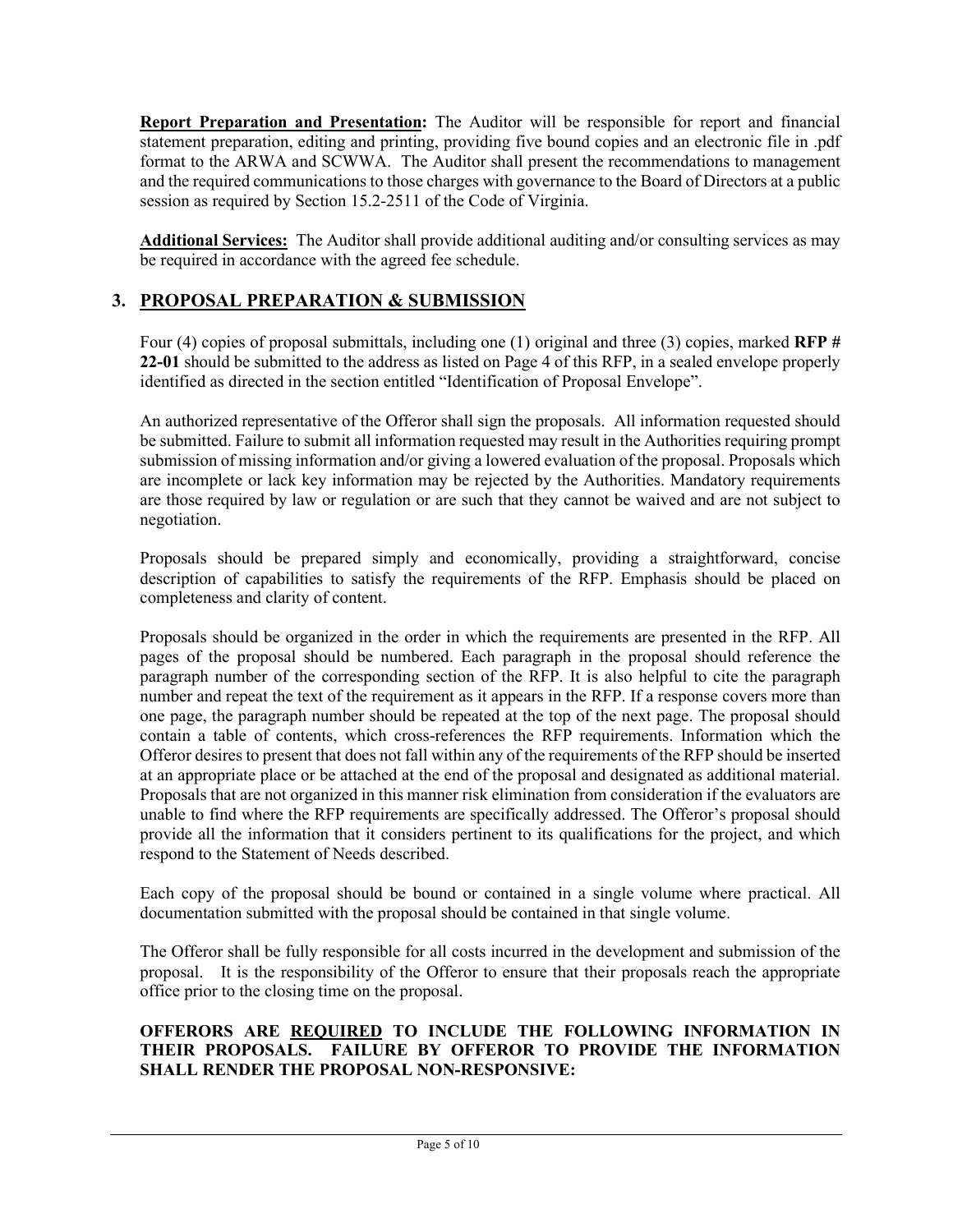**Report Preparation and Presentation:** The Auditor will be responsible for report and financial statement preparation, editing and printing, providing five bound copies and an electronic file in .pdf format to the ARWA and SCWWA. The Auditor shall present the recommendations to management and the required communications to those charges with governance to the Board of Directors at a public session as required by Section 15.2-2511 of the Code of Virginia.

**Additional Services:** The Auditor shall provide additional auditing and/or consulting services as may be required in accordance with the agreed fee schedule.

## 3. PROPOSAL PREPARATION & SUBMISSION

Four (4) copies of proposal submittals, including one (1) original and three (3) copies, marked **RFP # 22-01** should be submitted to the address as listed on Page 4 of this RFP, in a sealed envelope properly identified as directed in the section entitled "Identification of Proposal Envelope".

An authorized representative of the Offeror shall sign the proposals. All information requested should be submitted. Failure to submit all information requested may result in the Authorities requiring prompt submission of missing information and/or giving a lowered evaluation of the proposal. Proposals which are incomplete or lack key information may be rejected by the Authorities. Mandatory requirements are those required by law or regulation or are such that they cannot be waived and are not subject to negotiation.

Proposals should be prepared simply and economically, providing a straightforward, concise description of capabilities to satisfy the requirements of the RFP. Emphasis should be placed on completeness and clarity of content.

Proposals should be organized in the order in which the requirements are presented in the RFP. All pages of the proposal should be numbered. Each paragraph in the proposal should reference the paragraph number of the corresponding section of the RFP. It is also helpful to cite the paragraph number and repeat the text of the requirement as it appears in the RFP. If a response covers more than one page, the paragraph number should be repeated at the top of the next page. The proposal should contain a table of contents, which cross-references the RFP requirements. Information which the Offeror desires to present that does not fall within any of the requirements of the RFP should be inserted at an appropriate place or be attached at the end of the proposal and designated as additional material. Proposals that are not organized in this manner risk elimination from consideration if the evaluators are unable to find where the RFP requirements are specifically addressed. The Offeror's proposal should provide all the information that it considers pertinent to its qualifications for the project, and which respond to the Statement of Needs described.

Each copy of the proposal should be bound or contained in a single volume where practical. All documentation submitted with the proposal should be contained in that single volume.

The Offeror shall be fully responsible for all costs incurred in the development and submission of the proposal. It is the responsibility of the Offeror to ensure that their proposals reach the appropriate office prior to the closing time on the proposal.

**OFFERORS ARE REQUIRED TO INCLUDE THE FOLLOWING INFORMATION IN THEIR PROPOSALS. FAILURE BY OFFEROR TO PROVIDE THE INFORMATION SHALL RENDER THE PROPOSAL NON-RESPONSIVE:**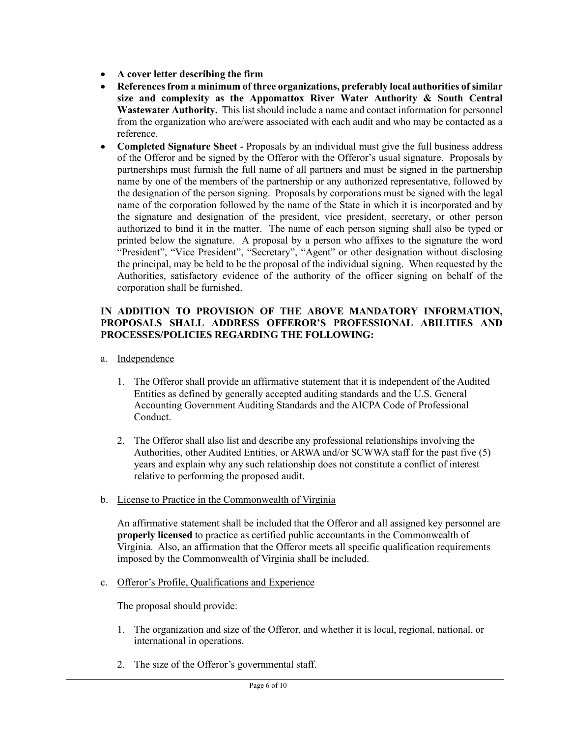- **A cover letter describing the firm**
- **References from a minimum of three organizations, preferably local authorities of similar size and complexity as the Appomattox River Water Authority & South Central Wastewater Authority.** This list should include a name and contact information for personnel from the organization who are/were associated with each audit and who may be contacted as a reference.
- **Completed Signature Sheet** - Proposals by an individual must give the full business address of the Offeror and be signed by the Offeror with the Offeror's usual signature. Proposals by partnerships must furnish the full name of all partners and must be signed in the partnership name by one of the members of the partnership or any authorized representative, followed by the designation of the person signing. Proposals by corporations must be signed with the legal name of the corporation followed by the name of the State in which it is incorporated and by the signature and designation of the president, vice president, secretary, or other person authorized to bind it in the matter. The name of each person signing shall also be typed or printed below the signature. A proposal by a person who affixes to the signature the word "President", "Vice President", "Secretary", "Agent" or other designation without disclosing the principal, may be held to be the proposal of the individual signing. When requested by the Authorities, satisfactory evidence of the authority of the officer signing on behalf of the corporation shall be furnished.

**IN ADDITION TO PROVISION OF THE ABOVE MANDATORY INFORMATION, PROPOSALS SHALL ADDRESS OFFEROR'S PROFESSIONAL ABILITIES AND PROCESSES/POLICIES REGARDING THE FOLLOWING:**

a. Independence

1. The Offeror shall provide an affirmative statement that it is independent of the Audited Entities as defined by generally accepted auditing standards and the U.S. General Accounting Government Auditing Standards and the AICPA Code of Professional Conduct.

2. The Offeror shall also list and describe any professional relationships involving the Authorities, other Audited Entities, or ARWA and/or SCWWA staff for the past five (5) years and explain why any such relationship does not constitute a conflict of interest relative to performing the proposed audit.

b. License to Practice in the Commonwealth of Virginia

An affirmative statement shall be included that the Offeror and all assigned key personnel are **properly licensed** to practice as certified public accountants in the Commonwealth of Virginia. Also, an affirmation that the Offeror meets all specific qualification requirements imposed by the Commonwealth of Virginia shall be included.

c. Offeror's Profile, Qualifications and Experience

The proposal should provide:

1. The organization and size of the Offeror, and whether it is local, regional, national, or international in operations.

2. The size of the Offeror's governmental staff.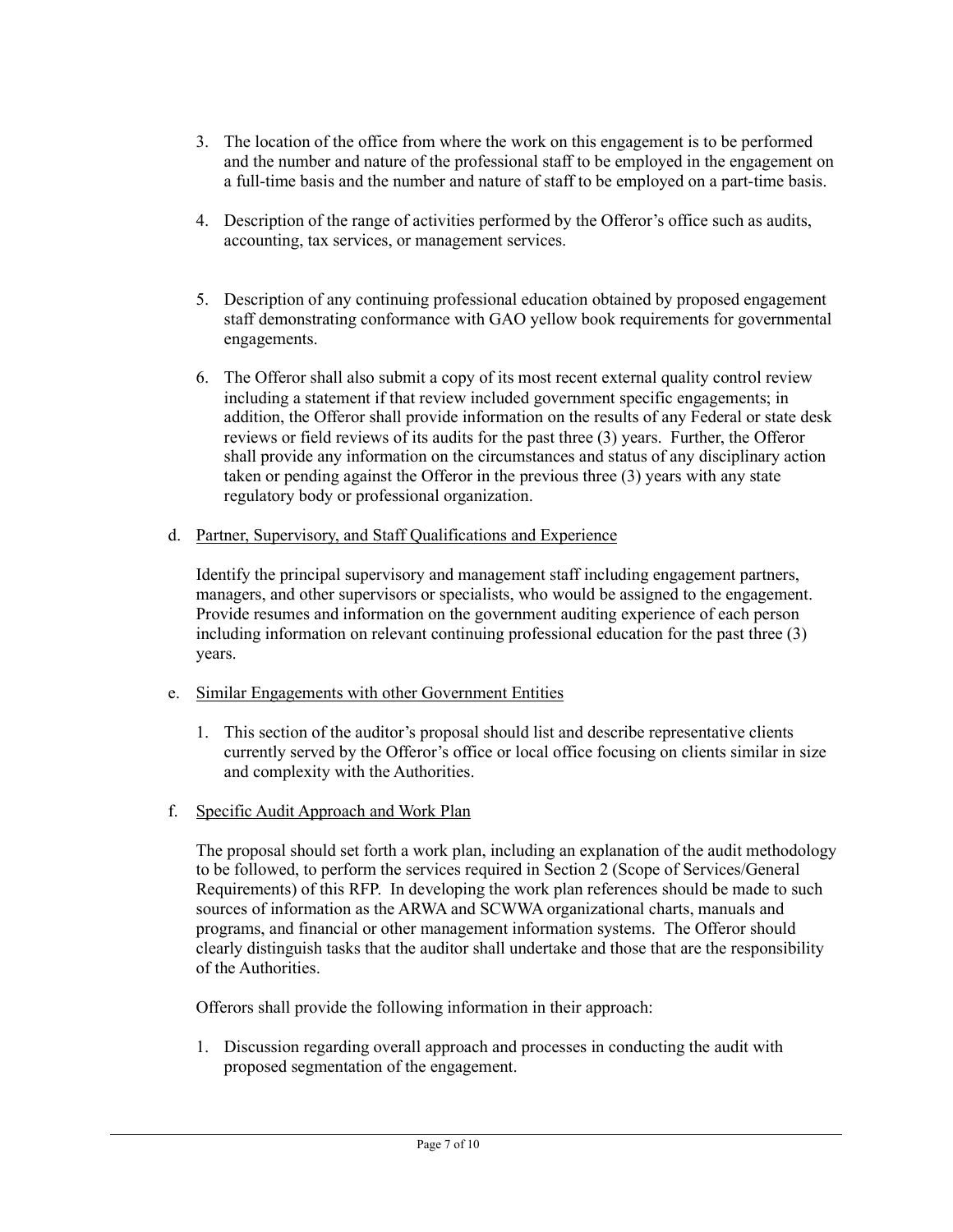3. The location of the office from where the work on this engagement is to be performed and the number and nature of the professional staff to be employed in the engagement on a full-time basis and the number and nature of staff to be employed on a part-time basis.

4. Description of the range of activities performed by the Offeror's office such as audits, accounting, tax services, or management services.

5. Description of any continuing professional education obtained by proposed engagement staff demonstrating conformance with GAO yellow book requirements for governmental engagements.

6. The Offeror shall also submit a copy of its most recent external quality control review including a statement if that review included government specific engagements; in addition, the Offeror shall provide information on the results of any Federal or state desk reviews or field reviews of its audits for the past three (3) years. Further, the Offeror shall provide any information on the circumstances and status of any disciplinary action taken or pending against the Offeror in the previous three (3) years with any state regulatory body or professional organization.

d. Partner, Supervisory, and Staff Qualifications and Experience

Identify the principal supervisory and management staff including engagement partners, managers, and other supervisors or specialists, who would be assigned to the engagement. Provide resumes and information on the government auditing experience of each person including information on relevant continuing professional education for the past three (3) years.

e. Similar Engagements with other Government Entities

1. This section of the auditor's proposal should list and describe representative clients currently served by the Offeror's office or local office focusing on clients similar in size and complexity with the Authorities.

f. Specific Audit Approach and Work Plan

The proposal should set forth a work plan, including an explanation of the audit methodology to be followed, to perform the services required in Section 2 (Scope of Services/General Requirements) of this RFP. In developing the work plan references should be made to such sources of information as the ARWA and SCWWA organizational charts, manuals and programs, and financial or other management information systems. The Offeror should clearly distinguish tasks that the auditor shall undertake and those that are the responsibility of the Authorities.

Offerors shall provide the following information in their approach:

1. Discussion regarding overall approach and processes in conducting the audit with proposed segmentation of the engagement.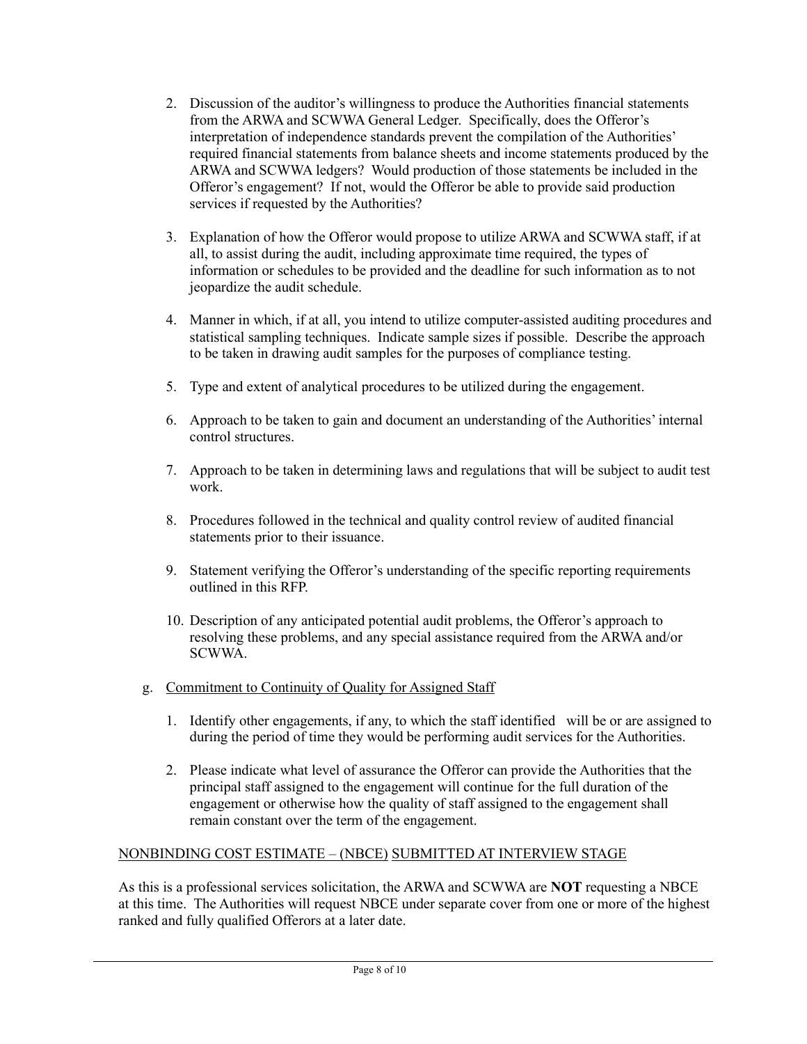2. Discussion of the auditor's willingness to produce the Authorities financial statements from the ARWA and SCWWA General Ledger. Specifically, does the Offeror's interpretation of independence standards prevent the compilation of the Authorities' required financial statements from balance sheets and income statements produced by the ARWA and SCWWA ledgers? Would production of those statements be included in the Offeror's engagement? If not, would the Offeror be able to provide said production services if requested by the Authorities?

3. Explanation of how the Offeror would propose to utilize ARWA and SCWWA staff, if at all, to assist during the audit, including approximate time required, the types of information or schedules to be provided and the deadline for such information as to not jeopardize the audit schedule.

4. Manner in which, if at all, you intend to utilize computer-assisted auditing procedures and statistical sampling techniques. Indicate sample sizes if possible. Describe the approach to be taken in drawing audit samples for the purposes of compliance testing.

5. Type and extent of analytical procedures to be utilized during the engagement.

6. Approach to be taken to gain and document an understanding of the Authorities' internal control structures.

7. Approach to be taken in determining laws and regulations that will be subject to audit test work.

8. Procedures followed in the technical and quality control review of audited financial statements prior to their issuance.

9. Statement verifying the Offeror's understanding of the specific reporting requirements outlined in this RFP.

10. Description of any anticipated potential audit problems, the Offeror's approach to resolving these problems, and any special assistance required from the ARWA and/or SCWWA.

g. <u>Commitment to Continuity of Quality for Assigned Staff</u>

   1. Identify other engagements, if any, to which the staff identified will be or are assigned to during the period of time they would be performing audit services for the Authorities.

   2. Please indicate what level of assurance the Offeror can provide the Authorities that the principal staff assigned to the engagement will continue for the full duration of the engagement or otherwise how the quality of staff assigned to the engagement shall remain constant over the term of the engagement.

<u>NONBINDING COST ESTIMATE – (NBCE) SUBMITTED AT INTERVIEW STAGE</u>

As this is a professional services solicitation, the ARWA and SCWWA are **NOT** requesting a NBCE at this time. The Authorities will request NBCE under separate cover from one or more of the highest ranked and fully qualified Offerors at a later date.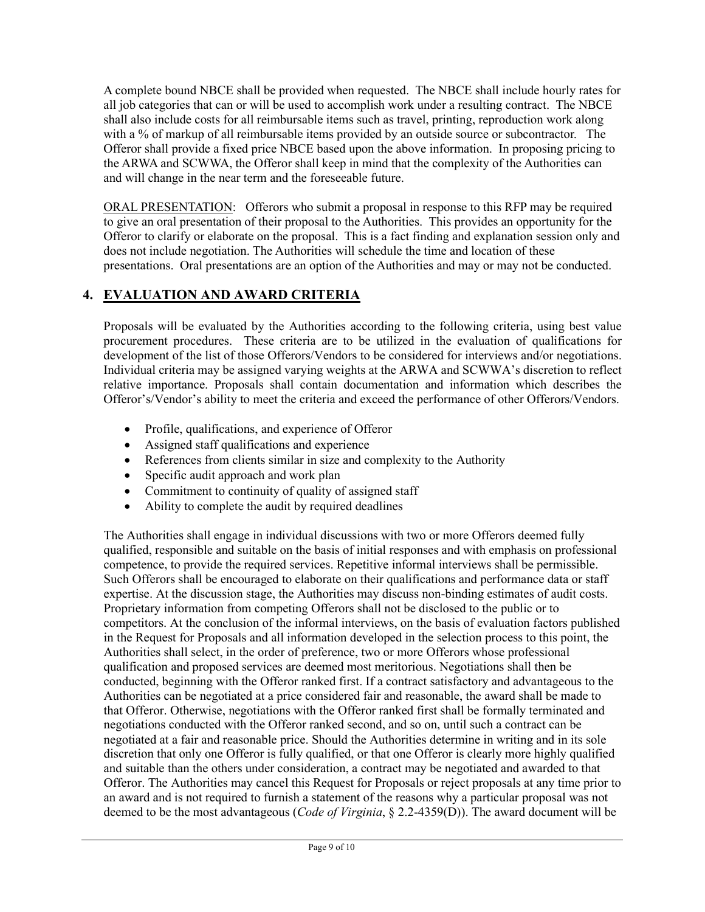A complete bound NBCE shall be provided when requested. The NBCE shall include hourly rates for all job categories that can or will be used to accomplish work under a resulting contract. The NBCE shall also include costs for all reimbursable items such as travel, printing, reproduction work along with a % of markup of all reimbursable items provided by an outside source or subcontractor. The Offeror shall provide a fixed price NBCE based upon the above information. In proposing pricing to the ARWA and SCWWA, the Offeror shall keep in mind that the complexity of the Authorities can and will change in the near term and the foreseeable future.

ORAL PRESENTATION: Offerors who submit a proposal in response to this RFP may be required to give an oral presentation of their proposal to the Authorities. This provides an opportunity for the Offeror to clarify or elaborate on the proposal. This is a fact finding and explanation session only and does not include negotiation. The Authorities will schedule the time and location of these presentations. Oral presentations are an option of the Authorities and may or may not be conducted.

## 4. EVALUATION AND AWARD CRITERIA

Proposals will be evaluated by the Authorities according to the following criteria, using best value procurement procedures. These criteria are to be utilized in the evaluation of qualifications for development of the list of those Offerors/Vendors to be considered for interviews and/or negotiations. Individual criteria may be assigned varying weights at the ARWA and SCWWA's discretion to reflect relative importance. Proposals shall contain documentation and information which describes the Offeror's/Vendor's ability to meet the criteria and exceed the performance of other Offerors/Vendors.

- Profile, qualifications, and experience of Offeror
- Assigned staff qualifications and experience
- References from clients similar in size and complexity to the Authority
- Specific audit approach and work plan
- Commitment to continuity of quality of assigned staff
- Ability to complete the audit by required deadlines

The Authorities shall engage in individual discussions with two or more Offerors deemed fully qualified, responsible and suitable on the basis of initial responses and with emphasis on professional competence, to provide the required services. Repetitive informal interviews shall be permissible. Such Offerors shall be encouraged to elaborate on their qualifications and performance data or staff expertise. At the discussion stage, the Authorities may discuss non-binding estimates of audit costs. Proprietary information from competing Offerors shall not be disclosed to the public or to competitors. At the conclusion of the informal interviews, on the basis of evaluation factors published in the Request for Proposals and all information developed in the selection process to this point, the Authorities shall select, in the order of preference, two or more Offerors whose professional qualification and proposed services are deemed most meritorious. Negotiations shall then be conducted, beginning with the Offeror ranked first. If a contract satisfactory and advantageous to the Authorities can be negotiated at a price considered fair and reasonable, the award shall be made to that Offeror. Otherwise, negotiations with the Offeror ranked first shall be formally terminated and negotiations conducted with the Offeror ranked second, and so on, until such a contract can be negotiated at a fair and reasonable price. Should the Authorities determine in writing and in its sole discretion that only one Offeror is fully qualified, or that one Offeror is clearly more highly qualified and suitable than the others under consideration, a contract may be negotiated and awarded to that Offeror. The Authorities may cancel this Request for Proposals or reject proposals at any time prior to an award and is not required to furnish a statement of the reasons why a particular proposal was not deemed to be the most advantageous (*Code of Virginia*, § 2.2-4359(D)). The award document will be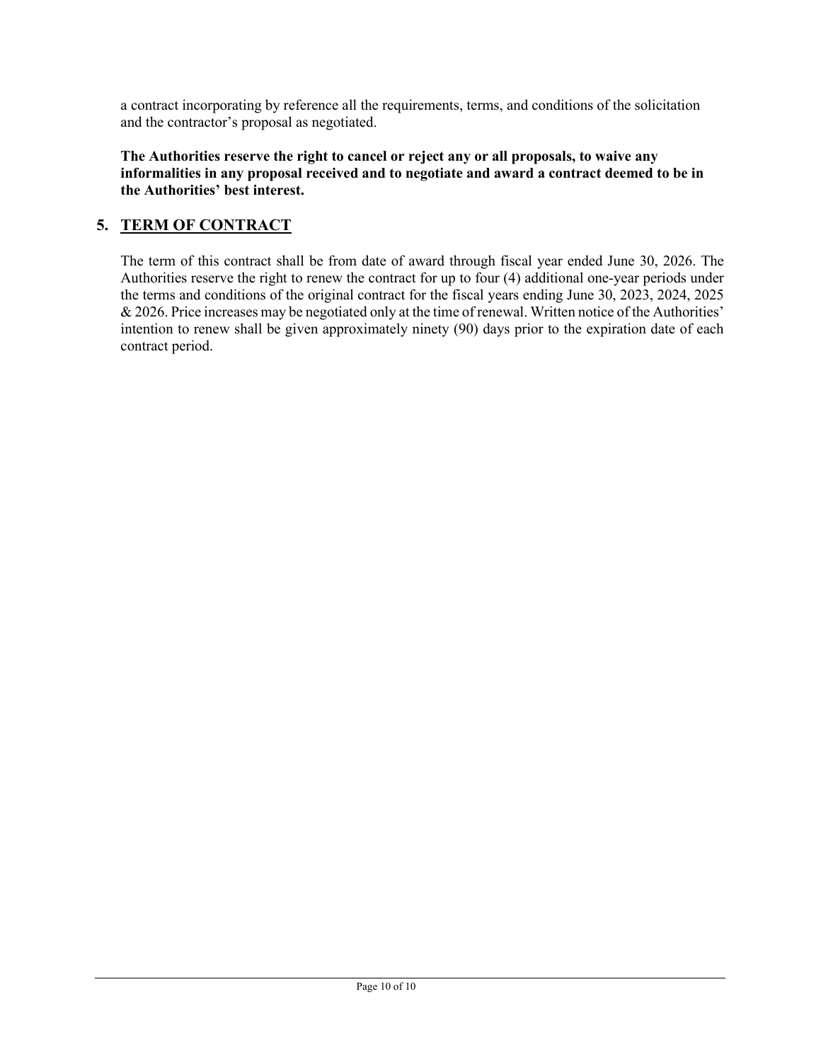a contract incorporating by reference all the requirements, terms, and conditions of the solicitation and the contractor's proposal as negotiated.

**The Authorities reserve the right to cancel or reject any or all proposals, to waive any informalities in any proposal received and to negotiate and award a contract deemed to be in the Authorities' best interest.**

## 5. TERM OF CONTRACT

The term of this contract shall be from date of award through fiscal year ended June 30, 2026. The Authorities reserve the right to renew the contract for up to four (4) additional one-year periods under the terms and conditions of the original contract for the fiscal years ending June 30, 2023, 2024, 2025 & 2026. Price increases may be negotiated only at the time of renewal. Written notice of the Authorities' intention to renew shall be given approximately ninety (90) days prior to the expiration date of each contract period.